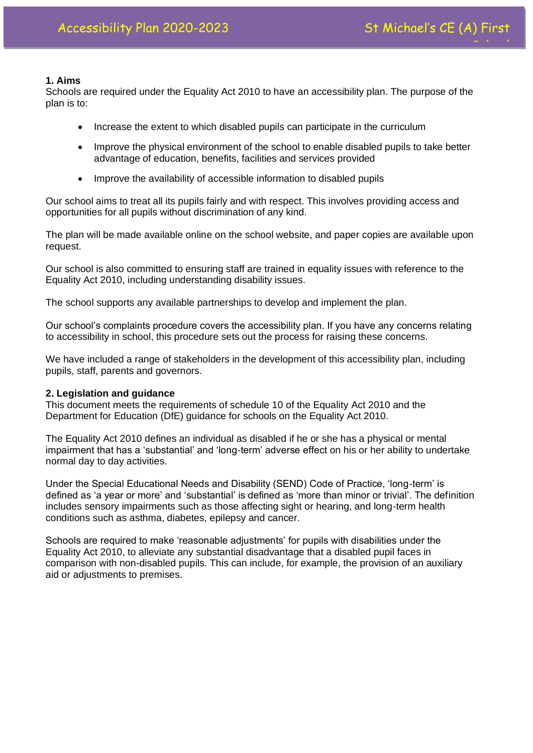## 1. Aims

Schools are required under the Equality Act 2010 to have an accessibility plan. The purpose of the plan is to:

- Increase the extent to which disabled pupils can participate in the curriculum
- Improve the physical environment of the school to enable disabled pupils to take better advantage of education, benefits, facilities and services provided
- Improve the availability of accessible information to disabled pupils

Our school aims to treat all its pupils fairly and with respect. This involves providing access and opportunities for all pupils without discrimination of any kind.

The plan will be made available online on the school website, and paper copies are available upon request.

Our school is also committed to ensuring staff are trained in equality issues with reference to the Equality Act 2010, including understanding disability issues.

The school supports any available partnerships to develop and implement the plan.

Our school's complaints procedure covers the accessibility plan. If you have any concerns relating to accessibility in school, this procedure sets out the process for raising these concerns.

We have included a range of stakeholders in the development of this accessibility plan, including pupils, staff, parents and governors.

## 2. Legislation and guidance

This document meets the requirements of schedule 10 of the Equality Act 2010 and the Department for Education (DfE) guidance for schools on the Equality Act 2010.

The Equality Act 2010 defines an individual as disabled if he or she has a physical or mental impairment that has a 'substantial' and 'long-term' adverse effect on his or her ability to undertake normal day to day activities.

Under the Special Educational Needs and Disability (SEND) Code of Practice, 'long-term' is defined as 'a year or more' and 'substantial' is defined as 'more than minor or trivial'. The definition includes sensory impairments such as those affecting sight or hearing, and long-term health conditions such as asthma, diabetes, epilepsy and cancer.

Schools are required to make 'reasonable adjustments' for pupils with disabilities under the Equality Act 2010, to alleviate any substantial disadvantage that a disabled pupil faces in comparison with non-disabled pupils. This can include, for example, the provision of an auxiliary aid or adjustments to premises.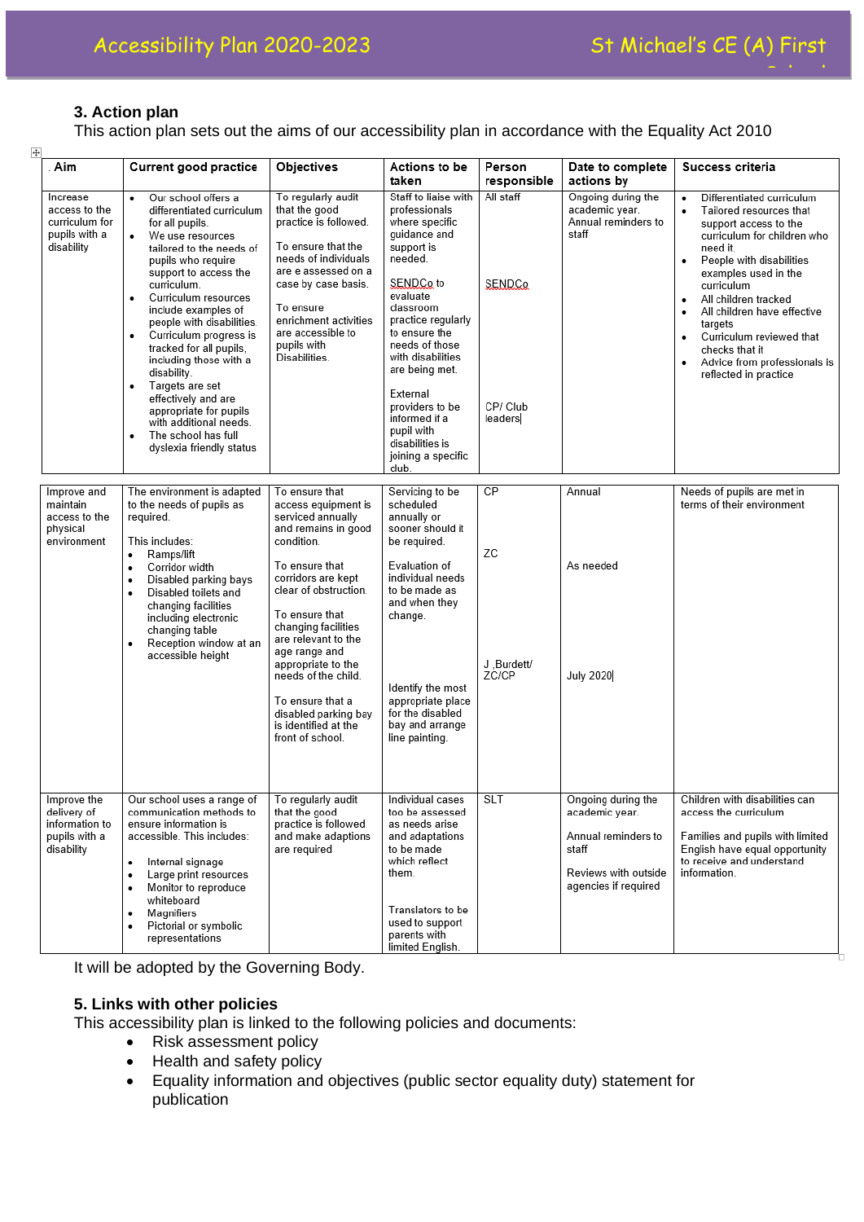### 3. Action plan

This action plan sets out the aims of our accessibility plan in accordance with the Equality Act 2010

| . Aim | Current good practice | Objectives | Actions to be taken | Person responsible | Date to complete actions by | Success criteria |
|---|---|---|---|---|---|---|
| Increase access to the curriculum for pupils with a disability | • Our school offers a differentiated curriculum for all pupils.<br>• We use resources tailored to the needs of pupils who require support to access the curriculum.<br>• Curriculum resources include examples of people with disabilities.<br>• Curriculum progress is tracked for all pupils, including those with a disability.<br>• Targets are set effectively and are appropriate for pupils with additional needs.<br>• The school has full dyslexia friendly status | To regularly audit that the good practice is followed.<br><br>To ensure that the needs of individuals are e assessed on a case by case basis.<br><br>To ensure enrichment activities are accessible to pupils with Disabilities. | Staff to liaise with professionals where specific guidance and support is needed.<br><br>SENDCo to evaluate classroom practice regularly to ensure the needs of those with disabilities are being met.<br><br>External providers to be informed if a pupil with disabilities is joining a specific club. | All staff<br><br>SENDCo<br><br>CP/ Club leaders | Ongoing during the academic year.<br>Annual reminders to staff | • Differentiated curriculum<br>• Tailored resources that support access to the curriculum for children who need it.<br>• People with disabilities examples used in the curriculum<br>• All children tracked<br>• All children have effective targets<br>• Curriculum reviewed that checks that it<br>• Advice from professionals is reflected in practice |
| Improve and maintain access to the physical environment | The environment is adapted to the needs of pupils as required.<br><br>This includes:<br>• Ramps/lift<br>• Corridor width<br>• Disabled parking bays<br>• Disabled toilets and changing facilities including electronic changing table<br>• Reception window at an accessible height | To ensure that access equipment is serviced annually and remains in good condition.<br><br>To ensure that corridors are kept clear of obstruction.<br><br>To ensure that changing facilities are relevant to the age range and appropriate to the needs of the child.<br><br>To ensure that a disabled parking bay is identified at the front of school. | Servicing to be scheduled annually or sooner should it be required.<br><br>Evaluation of individual needs to be made as and when they change.<br><br>Identify the most appropriate place for the disabled bay and arrange line painting. | CP<br><br>ZC<br><br>J .Burdett/ ZC/CP | Annual<br><br>As needed<br><br>July 2020 | Needs of pupils are met in terms of their environment |
| Improve the delivery of information to pupils with a disability | Our school uses a range of communication methods to ensure information is accessible. This includes:<br><br>• Internal signage<br>• Large print resources<br>• Monitor to reproduce whiteboard<br>• Magnifiers<br>• Pictorial or symbolic representations | To regularly audit that the good practice is followed and make adaptions are required | Individual cases too be assessed as needs arise and adaptations to be made which reflect them.<br><br>Translators to be used to support parents with limited English. | SLT | Ongoing during the academic year.<br><br>Annual reminders to staff<br><br>Reviews with outside agencies if required | Children with disabilities can access the curriculum<br><br>Families and pupils with limited English have equal opportunity to receive and understand information. |

It will be adopted by the Governing Body.

### 5. Links with other policies

This accessibility plan is linked to the following policies and documents:

- Risk assessment policy
- Health and safety policy
- Equality information and objectives (public sector equality duty) statement for publication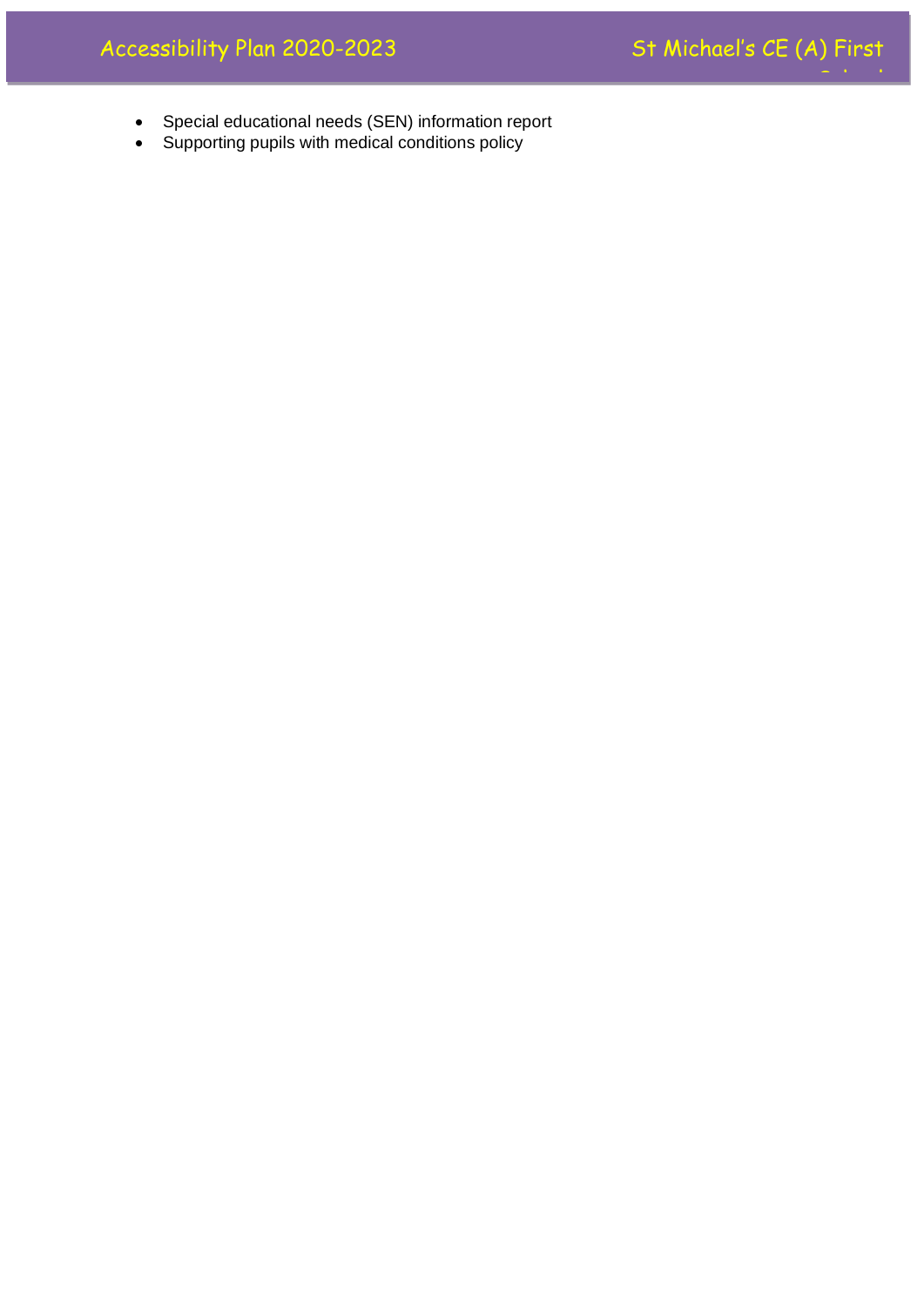- Special educational needs (SEN) information report
- Supporting pupils with medical conditions policy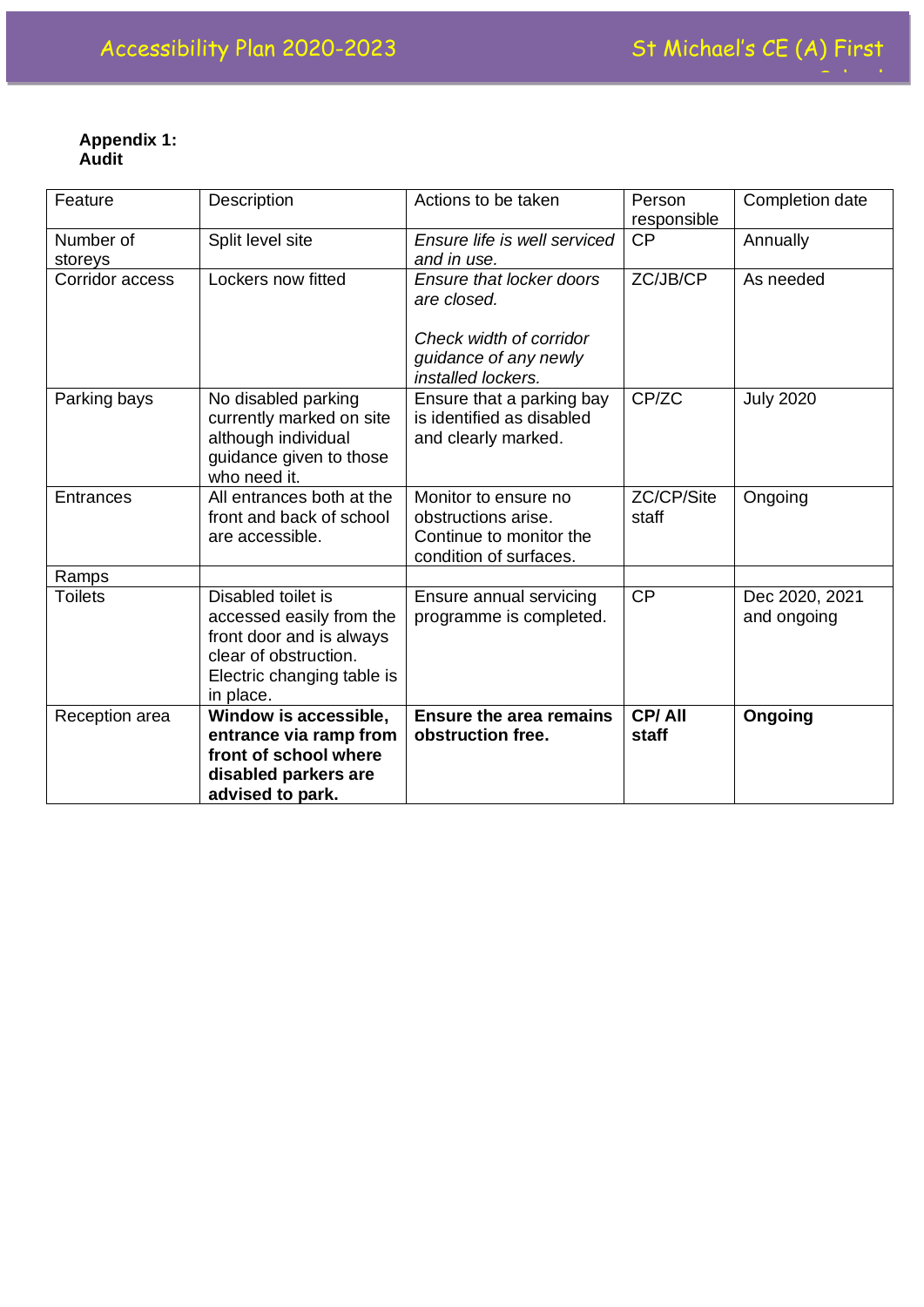**Appendix 1: Audit**

| Feature | Description | Actions to be taken | Person responsible | Completion date |
|---|---|---|---|---|
| Number of storeys | Split level site | *Ensure life is well serviced and in use.* | CP | Annually |
| Corridor access | Lockers now fitted | *Ensure that locker doors are closed.* *Check width of corridor guidance of any newly installed lockers.* | ZC/JB/CP | As needed |
| Parking bays | No disabled parking currently marked on site although individual guidance given to those who need it. | Ensure that a parking bay is identified as disabled and clearly marked. | CP/ZC | July 2020 |
| Entrances | All entrances both at the front and back of school are accessible. | Monitor to ensure no obstructions arise. Continue to monitor the condition of surfaces. | ZC/CP/Site staff | Ongoing |
| Ramps | | | | |
| Toilets | Disabled toilet is accessed easily from the front door and is always clear of obstruction. Electric changing table is in place. | Ensure annual servicing programme is completed. | CP | Dec 2020, 2021 and ongoing |
| Reception area | **Window is accessible, entrance via ramp from front of school where disabled parkers are advised to park.** | **Ensure the area remains obstruction free.** | **CP/ All staff** | **Ongoing** |